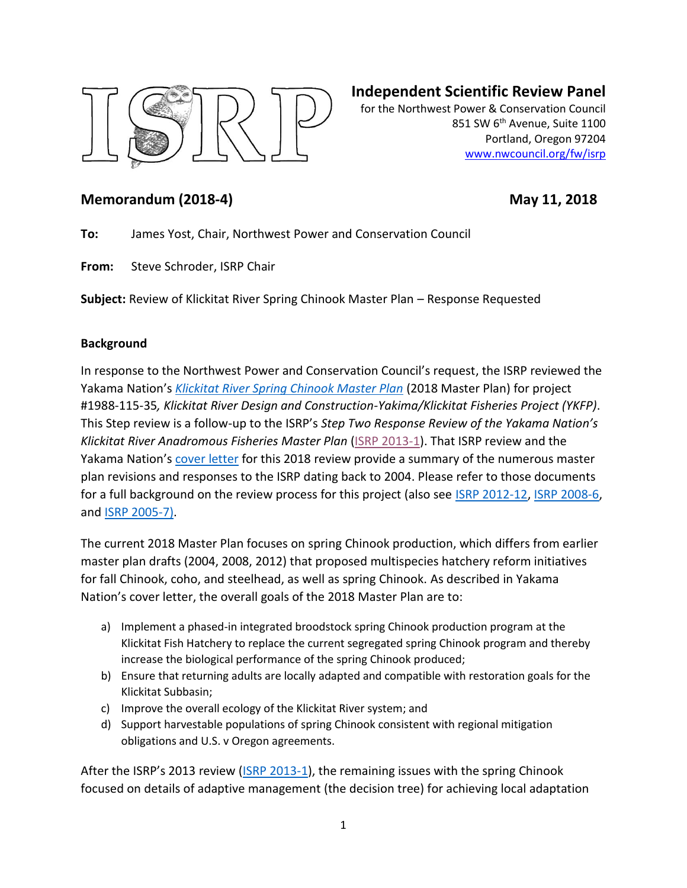**Independent Scientific Review Panel**
for the Northwest Power & Conservation Council
851 SW 6th Avenue, Suite 1100
Portland, Oregon 97204
www.nwcouncil.org/fw/isrp

## Memorandum (2018-4) May 11, 2018

**To:** James Yost, Chair, Northwest Power and Conservation Council

**From:** Steve Schroder, ISRP Chair

**Subject:** Review of Klickitat River Spring Chinook Master Plan – Response Requested

### Background

In response to the Northwest Power and Conservation Council's request, the ISRP reviewed the Yakama Nation's *Klickitat River Spring Chinook Master Plan* (2018 Master Plan) for project #1988-115-35*, Klickitat River Design and Construction-Yakima/Klickitat Fisheries Project (YKFP)*. This Step review is a follow-up to the ISRP's *Step Two Response Review of the Yakama Nation's Klickitat River Anadromous Fisheries Master Plan* (ISRP 2013-1). That ISRP review and the Yakama Nation's cover letter for this 2018 review provide a summary of the numerous master plan revisions and responses to the ISRP dating back to 2004. Please refer to those documents for a full background on the review process for this project (also see ISRP 2012-12, ISRP 2008-6, and ISRP 2005-7).

The current 2018 Master Plan focuses on spring Chinook production, which differs from earlier master plan drafts (2004, 2008, 2012) that proposed multispecies hatchery reform initiatives for fall Chinook, coho, and steelhead, as well as spring Chinook. As described in Yakama Nation's cover letter, the overall goals of the 2018 Master Plan are to:

a) Implement a phased-in integrated broodstock spring Chinook production program at the Klickitat Fish Hatchery to replace the current segregated spring Chinook program and thereby increase the biological performance of the spring Chinook produced;
b) Ensure that returning adults are locally adapted and compatible with restoration goals for the Klickitat Subbasin;
c) Improve the overall ecology of the Klickitat River system; and
d) Support harvestable populations of spring Chinook consistent with regional mitigation obligations and U.S. v Oregon agreements.

After the ISRP's 2013 review (ISRP 2013-1), the remaining issues with the spring Chinook focused on details of adaptive management (the decision tree) for achieving local adaptation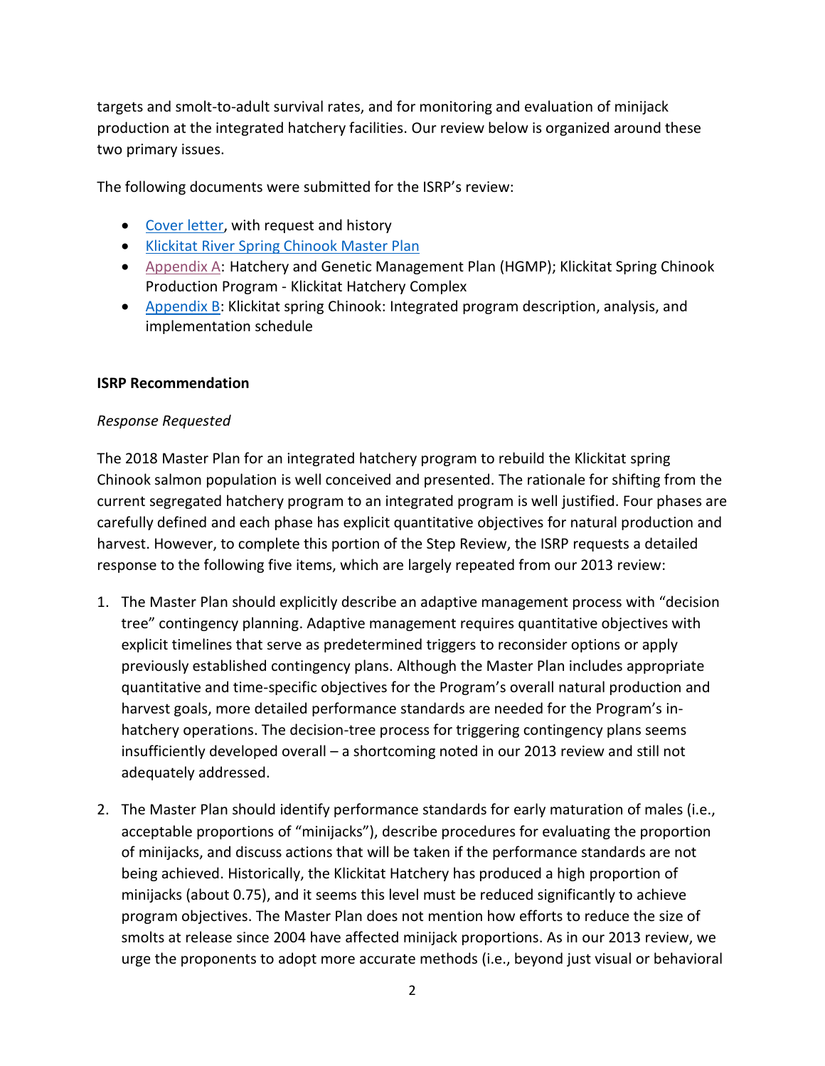targets and smolt-to-adult survival rates, and for monitoring and evaluation of minijack production at the integrated hatchery facilities. Our review below is organized around these two primary issues.

The following documents were submitted for the ISRP's review:

- Cover letter, with request and history
- Klickitat River Spring Chinook Master Plan
- Appendix A: Hatchery and Genetic Management Plan (HGMP); Klickitat Spring Chinook Production Program - Klickitat Hatchery Complex
- Appendix B: Klickitat spring Chinook: Integrated program description, analysis, and implementation schedule

**ISRP Recommendation**

*Response Requested*

The 2018 Master Plan for an integrated hatchery program to rebuild the Klickitat spring Chinook salmon population is well conceived and presented. The rationale for shifting from the current segregated hatchery program to an integrated program is well justified. Four phases are carefully defined and each phase has explicit quantitative objectives for natural production and harvest. However, to complete this portion of the Step Review, the ISRP requests a detailed response to the following five items, which are largely repeated from our 2013 review:

1. The Master Plan should explicitly describe an adaptive management process with "decision tree" contingency planning. Adaptive management requires quantitative objectives with explicit timelines that serve as predetermined triggers to reconsider options or apply previously established contingency plans. Although the Master Plan includes appropriate quantitative and time-specific objectives for the Program's overall natural production and harvest goals, more detailed performance standards are needed for the Program's in-hatchery operations. The decision-tree process for triggering contingency plans seems insufficiently developed overall – a shortcoming noted in our 2013 review and still not adequately addressed.

2. The Master Plan should identify performance standards for early maturation of males (i.e., acceptable proportions of "minijacks"), describe procedures for evaluating the proportion of minijacks, and discuss actions that will be taken if the performance standards are not being achieved. Historically, the Klickitat Hatchery has produced a high proportion of minijacks (about 0.75), and it seems this level must be reduced significantly to achieve program objectives. The Master Plan does not mention how efforts to reduce the size of smolts at release since 2004 have affected minijack proportions. As in our 2013 review, we urge the proponents to adopt more accurate methods (i.e., beyond just visual or behavioral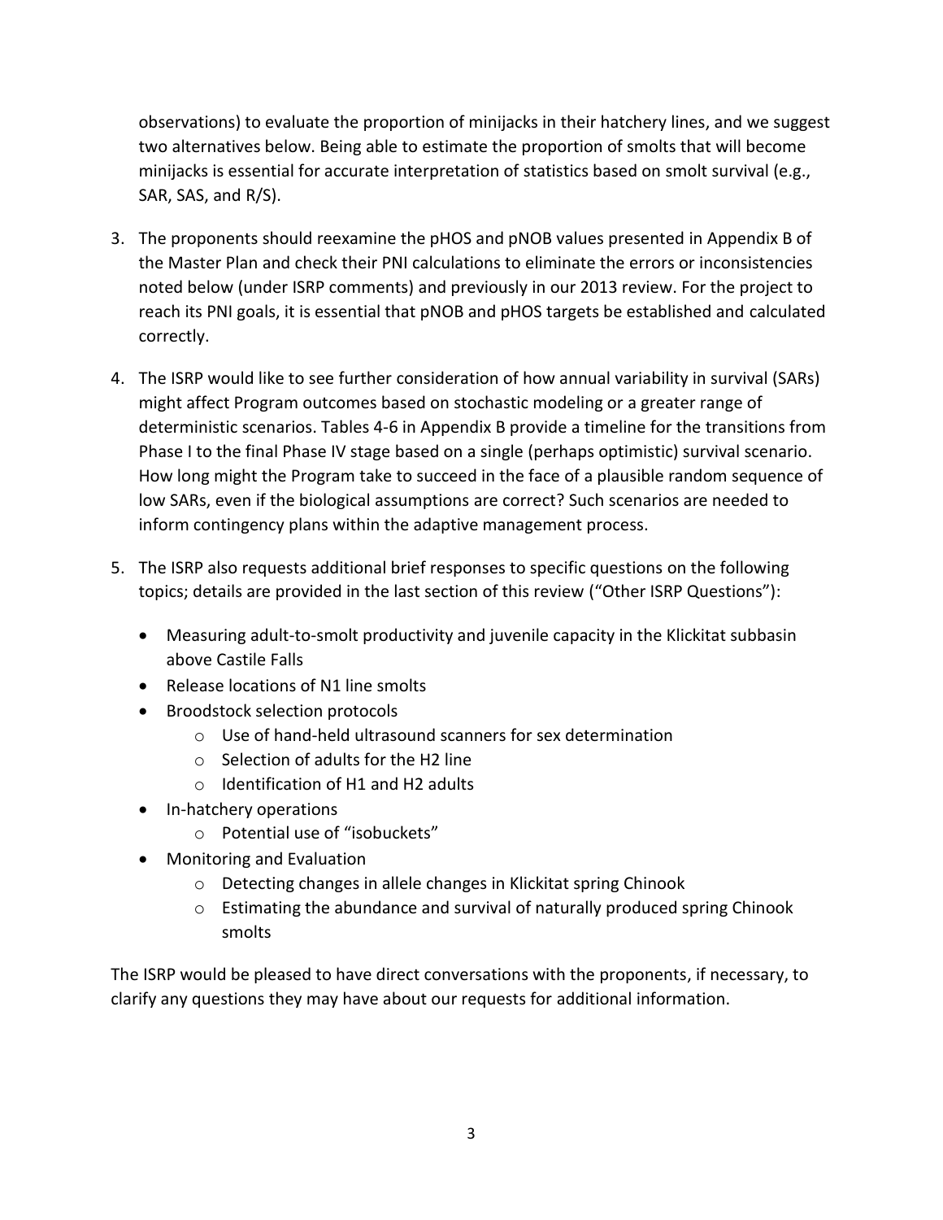observations) to evaluate the proportion of minijacks in their hatchery lines, and we suggest two alternatives below. Being able to estimate the proportion of smolts that will become minijacks is essential for accurate interpretation of statistics based on smolt survival (e.g., SAR, SAS, and R/S).

3. The proponents should reexamine the pHOS and pNOB values presented in Appendix B of the Master Plan and check their PNI calculations to eliminate the errors or inconsistencies noted below (under ISRP comments) and previously in our 2013 review. For the project to reach its PNI goals, it is essential that pNOB and pHOS targets be established and calculated correctly.

4. The ISRP would like to see further consideration of how annual variability in survival (SARs) might affect Program outcomes based on stochastic modeling or a greater range of deterministic scenarios. Tables 4-6 in Appendix B provide a timeline for the transitions from Phase I to the final Phase IV stage based on a single (perhaps optimistic) survival scenario. How long might the Program take to succeed in the face of a plausible random sequence of low SARs, even if the biological assumptions are correct? Such scenarios are needed to inform contingency plans within the adaptive management process.

5. The ISRP also requests additional brief responses to specific questions on the following topics; details are provided in the last section of this review ("Other ISRP Questions"):
   - Measuring adult-to-smolt productivity and juvenile capacity in the Klickitat subbasin above Castile Falls
   - Release locations of N1 line smolts
   - Broodstock selection protocols
     - Use of hand-held ultrasound scanners for sex determination
     - Selection of adults for the H2 line
     - Identification of H1 and H2 adults
   - In-hatchery operations
     - Potential use of "isobuckets"
   - Monitoring and Evaluation
     - Detecting changes in allele changes in Klickitat spring Chinook
     - Estimating the abundance and survival of naturally produced spring Chinook smolts

The ISRP would be pleased to have direct conversations with the proponents, if necessary, to clarify any questions they may have about our requests for additional information.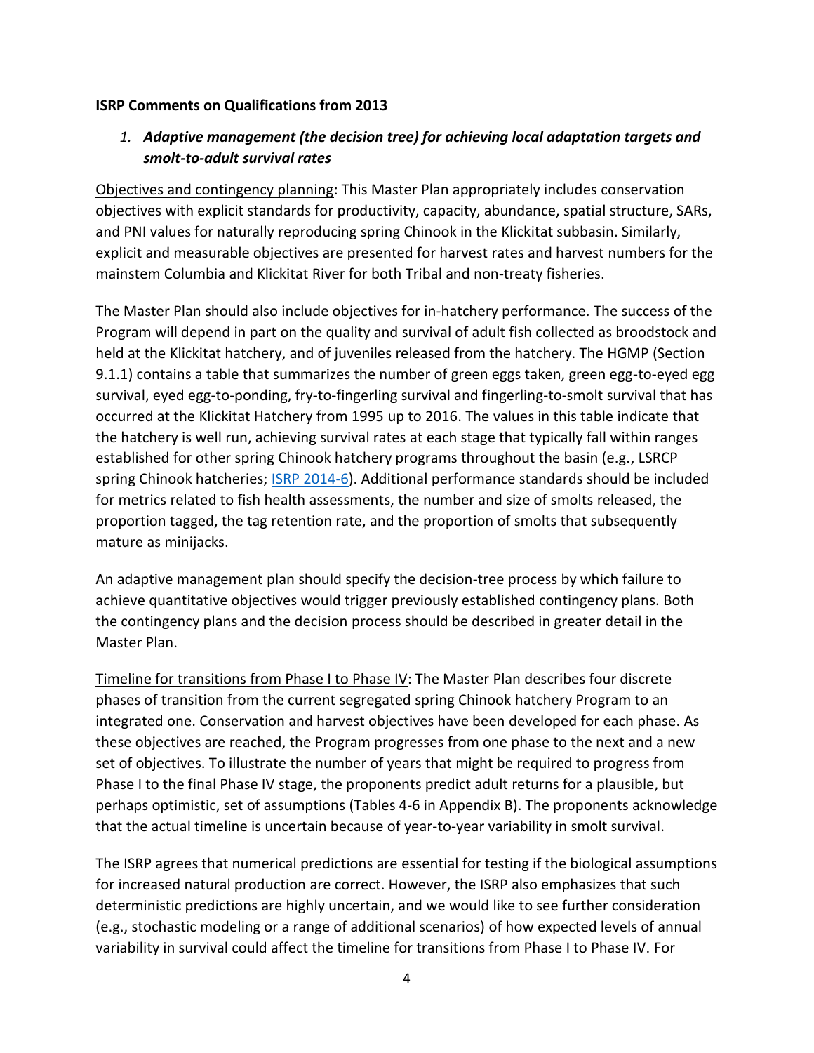**ISRP Comments on Qualifications from 2013**

1. ***Adaptive management (the decision tree) for achieving local adaptation targets and smolt-to-adult survival rates***

Objectives and contingency planning: This Master Plan appropriately includes conservation objectives with explicit standards for productivity, capacity, abundance, spatial structure, SARs, and PNI values for naturally reproducing spring Chinook in the Klickitat subbasin. Similarly, explicit and measurable objectives are presented for harvest rates and harvest numbers for the mainstem Columbia and Klickitat River for both Tribal and non-treaty fisheries.

The Master Plan should also include objectives for in-hatchery performance. The success of the Program will depend in part on the quality and survival of adult fish collected as broodstock and held at the Klickitat hatchery, and of juveniles released from the hatchery. The HGMP (Section 9.1.1) contains a table that summarizes the number of green eggs taken, green egg-to-eyed egg survival, eyed egg-to-ponding, fry-to-fingerling survival and fingerling-to-smolt survival that has occurred at the Klickitat Hatchery from 1995 up to 2016. The values in this table indicate that the hatchery is well run, achieving survival rates at each stage that typically fall within ranges established for other spring Chinook hatchery programs throughout the basin (e.g., LSRCP spring Chinook hatcheries; ISRP 2014-6). Additional performance standards should be included for metrics related to fish health assessments, the number and size of smolts released, the proportion tagged, the tag retention rate, and the proportion of smolts that subsequently mature as minijacks.

An adaptive management plan should specify the decision-tree process by which failure to achieve quantitative objectives would trigger previously established contingency plans. Both the contingency plans and the decision process should be described in greater detail in the Master Plan.

Timeline for transitions from Phase I to Phase IV: The Master Plan describes four discrete phases of transition from the current segregated spring Chinook hatchery Program to an integrated one. Conservation and harvest objectives have been developed for each phase. As these objectives are reached, the Program progresses from one phase to the next and a new set of objectives. To illustrate the number of years that might be required to progress from Phase I to the final Phase IV stage, the proponents predict adult returns for a plausible, but perhaps optimistic, set of assumptions (Tables 4-6 in Appendix B). The proponents acknowledge that the actual timeline is uncertain because of year-to-year variability in smolt survival.

The ISRP agrees that numerical predictions are essential for testing if the biological assumptions for increased natural production are correct. However, the ISRP also emphasizes that such deterministic predictions are highly uncertain, and we would like to see further consideration (e.g., stochastic modeling or a range of additional scenarios) of how expected levels of annual variability in survival could affect the timeline for transitions from Phase I to Phase IV. For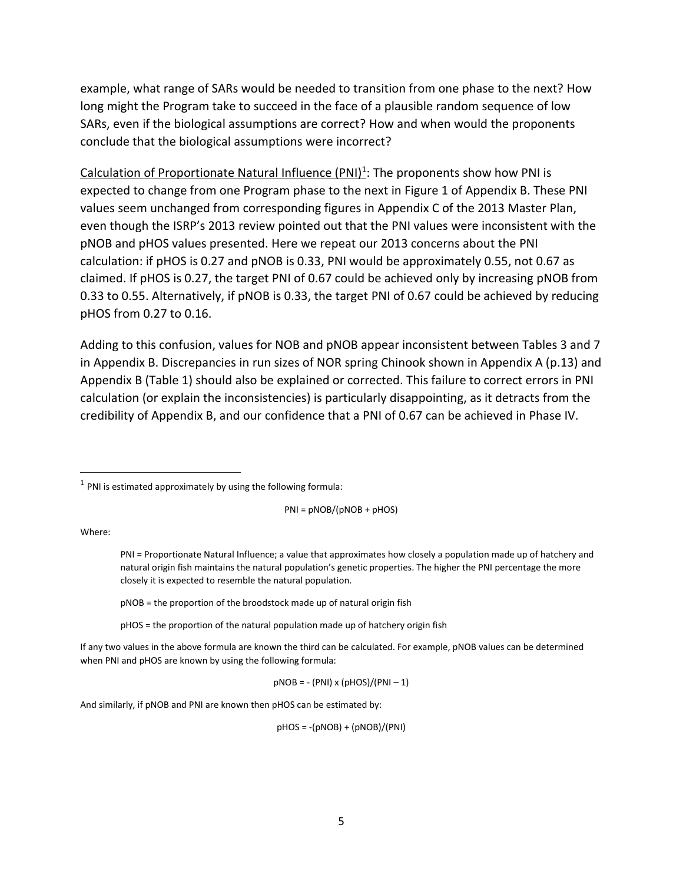example, what range of SARs would be needed to transition from one phase to the next? How long might the Program take to succeed in the face of a plausible random sequence of low SARs, even if the biological assumptions are correct? How and when would the proponents conclude that the biological assumptions were incorrect?

Calculation of Proportionate Natural Influence (PNI)[1]: The proponents show how PNI is expected to change from one Program phase to the next in Figure 1 of Appendix B. These PNI values seem unchanged from corresponding figures in Appendix C of the 2013 Master Plan, even though the ISRP's 2013 review pointed out that the PNI values were inconsistent with the pNOB and pHOS values presented. Here we repeat our 2013 concerns about the PNI calculation: if pHOS is 0.27 and pNOB is 0.33, PNI would be approximately 0.55, not 0.67 as claimed. If pHOS is 0.27, the target PNI of 0.67 could be achieved only by increasing pNOB from 0.33 to 0.55. Alternatively, if pNOB is 0.33, the target PNI of 0.67 could be achieved by reducing pHOS from 0.27 to 0.16.

Adding to this confusion, values for NOB and pNOB appear inconsistent between Tables 3 and 7 in Appendix B. Discrepancies in run sizes of NOR spring Chinook shown in Appendix A (p.13) and Appendix B (Table 1) should also be explained or corrected. This failure to correct errors in PNI calculation (or explain the inconsistencies) is particularly disappointing, as it detracts from the credibility of Appendix B, and our confidence that a PNI of 0.67 can be achieved in Phase IV.

---

[1] PNI is estimated approximately by using the following formula:

$$PNI = pNOB/(pNOB + pHOS)$$

Where:

> PNI = Proportionate Natural Influence; a value that approximates how closely a population made up of hatchery and natural origin fish maintains the natural population's genetic properties. The higher the PNI percentage the more closely it is expected to resemble the natural population.
>
> pNOB = the proportion of the broodstock made up of natural origin fish
>
> pHOS = the proportion of the natural population made up of hatchery origin fish

If any two values in the above formula are known the third can be calculated. For example, pNOB values can be determined when PNI and pHOS are known by using the following formula:

$$pNOB = -(PNI) \times (pHOS)/(PNI - 1)$$

And similarly, if pNOB and PNI are known then pHOS can be estimated by:

$$pHOS = -(pNOB) + (pNOB)/(PNI)$$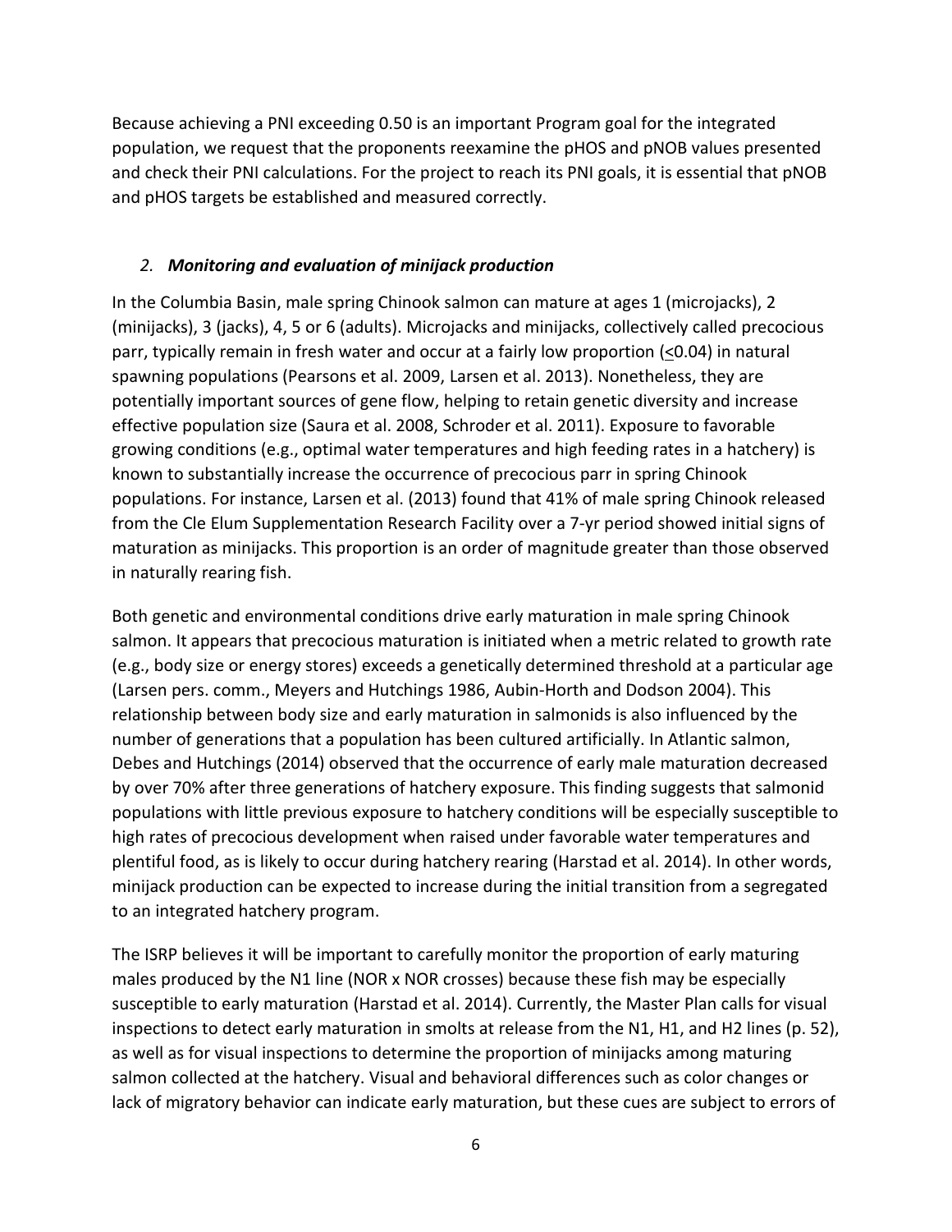Because achieving a PNI exceeding 0.50 is an important Program goal for the integrated population, we request that the proponents reexamine the pHOS and pNOB values presented and check their PNI calculations. For the project to reach its PNI goals, it is essential that pNOB and pHOS targets be established and measured correctly.

### *2. Monitoring and evaluation of minijack production*

In the Columbia Basin, male spring Chinook salmon can mature at ages 1 (microjacks), 2 (minijacks), 3 (jacks), 4, 5 or 6 (adults). Microjacks and minijacks, collectively called precocious parr, typically remain in fresh water and occur at a fairly low proportion ($\leq$0.04) in natural spawning populations (Pearsons et al. 2009, Larsen et al. 2013). Nonetheless, they are potentially important sources of gene flow, helping to retain genetic diversity and increase effective population size (Saura et al. 2008, Schroder et al. 2011). Exposure to favorable growing conditions (e.g., optimal water temperatures and high feeding rates in a hatchery) is known to substantially increase the occurrence of precocious parr in spring Chinook populations. For instance, Larsen et al. (2013) found that 41% of male spring Chinook released from the Cle Elum Supplementation Research Facility over a 7-yr period showed initial signs of maturation as minijacks. This proportion is an order of magnitude greater than those observed in naturally rearing fish.

Both genetic and environmental conditions drive early maturation in male spring Chinook salmon. It appears that precocious maturation is initiated when a metric related to growth rate (e.g., body size or energy stores) exceeds a genetically determined threshold at a particular age (Larsen pers. comm., Meyers and Hutchings 1986, Aubin-Horth and Dodson 2004). This relationship between body size and early maturation in salmonids is also influenced by the number of generations that a population has been cultured artificially. In Atlantic salmon, Debes and Hutchings (2014) observed that the occurrence of early male maturation decreased by over 70% after three generations of hatchery exposure. This finding suggests that salmonid populations with little previous exposure to hatchery conditions will be especially susceptible to high rates of precocious development when raised under favorable water temperatures and plentiful food, as is likely to occur during hatchery rearing (Harstad et al. 2014). In other words, minijack production can be expected to increase during the initial transition from a segregated to an integrated hatchery program.

The ISRP believes it will be important to carefully monitor the proportion of early maturing males produced by the N1 line (NOR x NOR crosses) because these fish may be especially susceptible to early maturation (Harstad et al. 2014). Currently, the Master Plan calls for visual inspections to detect early maturation in smolts at release from the N1, H1, and H2 lines (p. 52), as well as for visual inspections to determine the proportion of minijacks among maturing salmon collected at the hatchery. Visual and behavioral differences such as color changes or lack of migratory behavior can indicate early maturation, but these cues are subject to errors of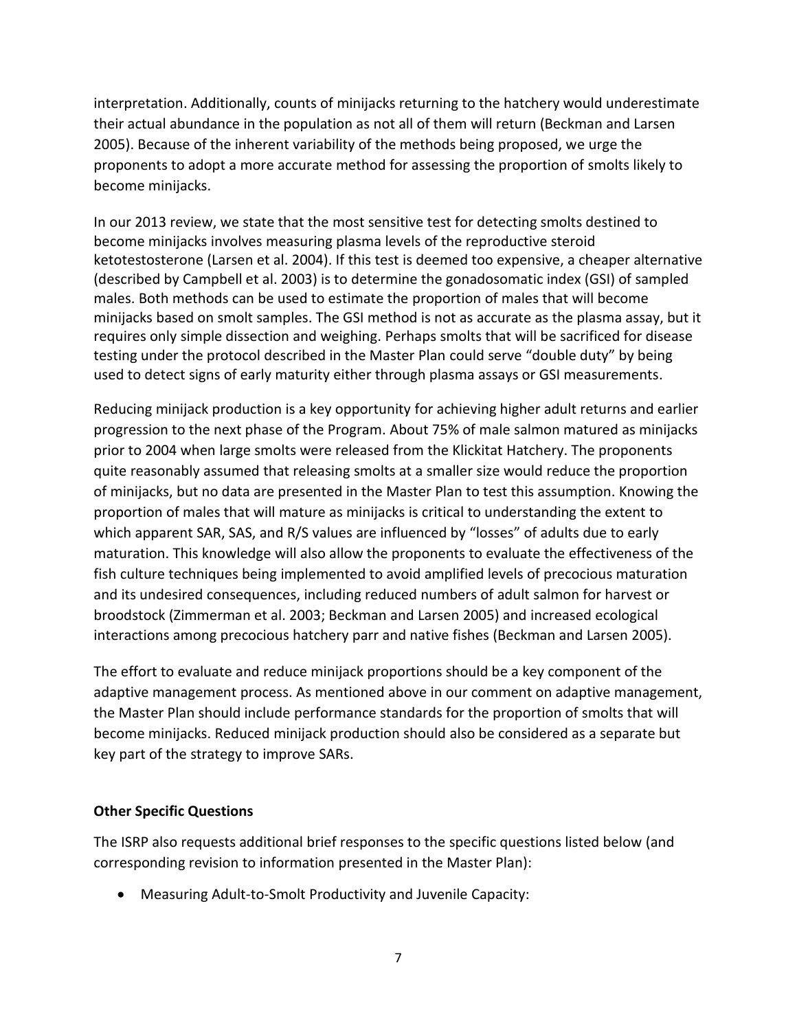interpretation. Additionally, counts of minijacks returning to the hatchery would underestimate their actual abundance in the population as not all of them will return (Beckman and Larsen 2005). Because of the inherent variability of the methods being proposed, we urge the proponents to adopt a more accurate method for assessing the proportion of smolts likely to become minijacks.

In our 2013 review, we state that the most sensitive test for detecting smolts destined to become minijacks involves measuring plasma levels of the reproductive steroid ketotestosterone (Larsen et al. 2004). If this test is deemed too expensive, a cheaper alternative (described by Campbell et al. 2003) is to determine the gonadosomatic index (GSI) of sampled males. Both methods can be used to estimate the proportion of males that will become minijacks based on smolt samples. The GSI method is not as accurate as the plasma assay, but it requires only simple dissection and weighing. Perhaps smolts that will be sacrificed for disease testing under the protocol described in the Master Plan could serve "double duty" by being used to detect signs of early maturity either through plasma assays or GSI measurements.

Reducing minijack production is a key opportunity for achieving higher adult returns and earlier progression to the next phase of the Program. About 75% of male salmon matured as minijacks prior to 2004 when large smolts were released from the Klickitat Hatchery. The proponents quite reasonably assumed that releasing smolts at a smaller size would reduce the proportion of minijacks, but no data are presented in the Master Plan to test this assumption. Knowing the proportion of males that will mature as minijacks is critical to understanding the extent to which apparent SAR, SAS, and R/S values are influenced by "losses" of adults due to early maturation. This knowledge will also allow the proponents to evaluate the effectiveness of the fish culture techniques being implemented to avoid amplified levels of precocious maturation and its undesired consequences, including reduced numbers of adult salmon for harvest or broodstock (Zimmerman et al. 2003; Beckman and Larsen 2005) and increased ecological interactions among precocious hatchery parr and native fishes (Beckman and Larsen 2005).

The effort to evaluate and reduce minijack proportions should be a key component of the adaptive management process. As mentioned above in our comment on adaptive management, the Master Plan should include performance standards for the proportion of smolts that will become minijacks. Reduced minijack production should also be considered as a separate but key part of the strategy to improve SARs.

**Other Specific Questions**

The ISRP also requests additional brief responses to the specific questions listed below (and corresponding revision to information presented in the Master Plan):

- Measuring Adult-to-Smolt Productivity and Juvenile Capacity: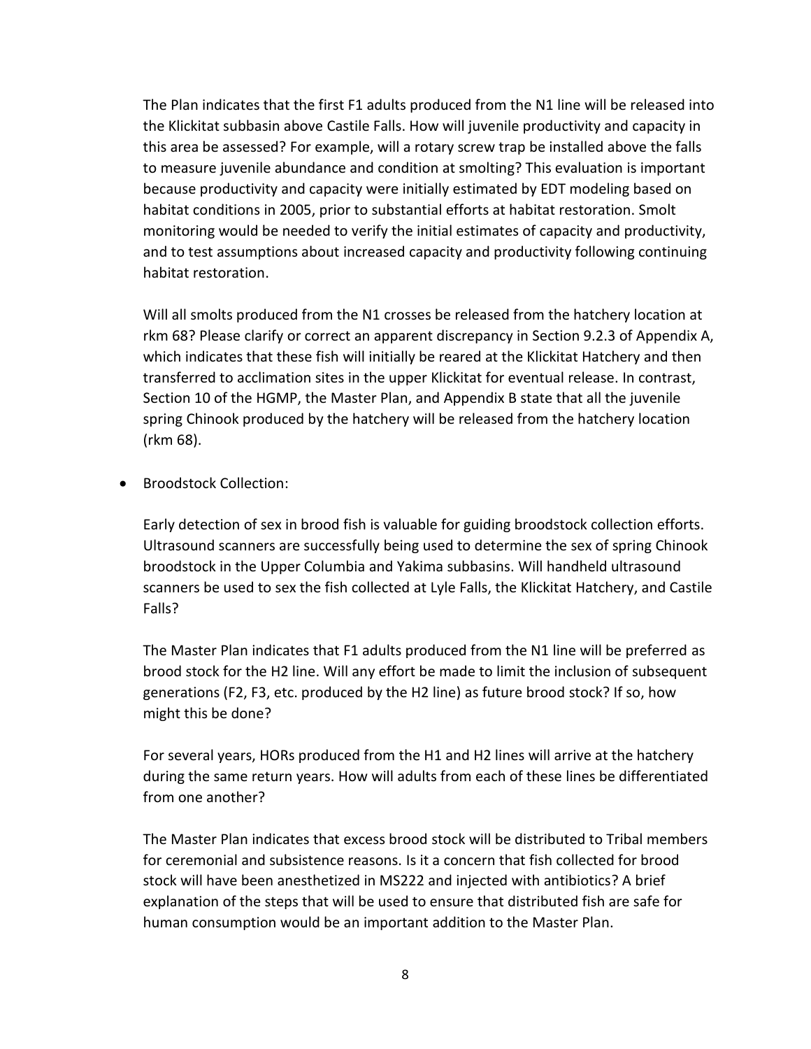The Plan indicates that the first F1 adults produced from the N1 line will be released into the Klickitat subbasin above Castile Falls. How will juvenile productivity and capacity in this area be assessed? For example, will a rotary screw trap be installed above the falls to measure juvenile abundance and condition at smolting? This evaluation is important because productivity and capacity were initially estimated by EDT modeling based on habitat conditions in 2005, prior to substantial efforts at habitat restoration. Smolt monitoring would be needed to verify the initial estimates of capacity and productivity, and to test assumptions about increased capacity and productivity following continuing habitat restoration.

Will all smolts produced from the N1 crosses be released from the hatchery location at rkm 68? Please clarify or correct an apparent discrepancy in Section 9.2.3 of Appendix A, which indicates that these fish will initially be reared at the Klickitat Hatchery and then transferred to acclimation sites in the upper Klickitat for eventual release. In contrast, Section 10 of the HGMP, the Master Plan, and Appendix B state that all the juvenile spring Chinook produced by the hatchery will be released from the hatchery location (rkm 68).

- Broodstock Collection:

  Early detection of sex in brood fish is valuable for guiding broodstock collection efforts. Ultrasound scanners are successfully being used to determine the sex of spring Chinook broodstock in the Upper Columbia and Yakima subbasins. Will handheld ultrasound scanners be used to sex the fish collected at Lyle Falls, the Klickitat Hatchery, and Castile Falls?

  The Master Plan indicates that F1 adults produced from the N1 line will be preferred as brood stock for the H2 line. Will any effort be made to limit the inclusion of subsequent generations (F2, F3, etc. produced by the H2 line) as future brood stock? If so, how might this be done?

  For several years, HORs produced from the H1 and H2 lines will arrive at the hatchery during the same return years. How will adults from each of these lines be differentiated from one another?

  The Master Plan indicates that excess brood stock will be distributed to Tribal members for ceremonial and subsistence reasons. Is it a concern that fish collected for brood stock will have been anesthetized in MS222 and injected with antibiotics? A brief explanation of the steps that will be used to ensure that distributed fish are safe for human consumption would be an important addition to the Master Plan.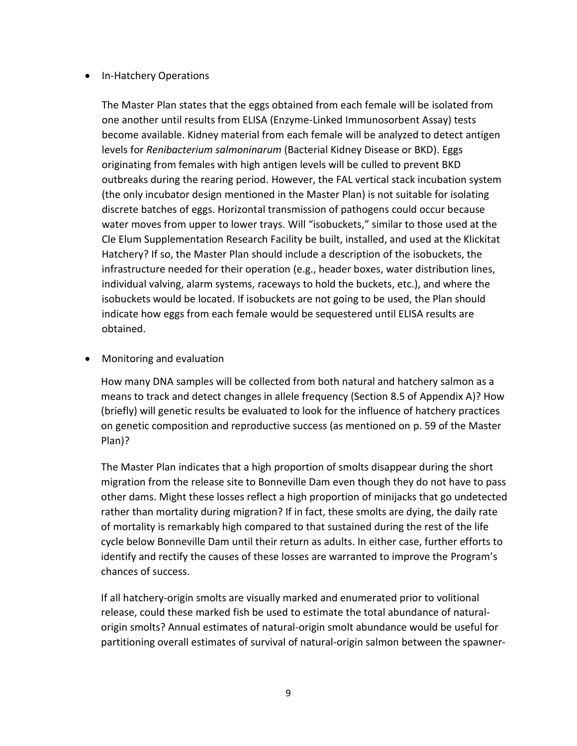- In-Hatchery Operations

  The Master Plan states that the eggs obtained from each female will be isolated from one another until results from ELISA (Enzyme-Linked Immunosorbent Assay) tests become available. Kidney material from each female will be analyzed to detect antigen levels for *Renibacterium salmoninarum* (Bacterial Kidney Disease or BKD). Eggs originating from females with high antigen levels will be culled to prevent BKD outbreaks during the rearing period. However, the FAL vertical stack incubation system (the only incubator design mentioned in the Master Plan) is not suitable for isolating discrete batches of eggs. Horizontal transmission of pathogens could occur because water moves from upper to lower trays. Will "isobuckets," similar to those used at the Cle Elum Supplementation Research Facility be built, installed, and used at the Klickitat Hatchery? If so, the Master Plan should include a description of the isobuckets, the infrastructure needed for their operation (e.g., header boxes, water distribution lines, individual valving, alarm systems, raceways to hold the buckets, etc.), and where the isobuckets would be located. If isobuckets are not going to be used, the Plan should indicate how eggs from each female would be sequestered until ELISA results are obtained.

- Monitoring and evaluation

  How many DNA samples will be collected from both natural and hatchery salmon as a means to track and detect changes in allele frequency (Section 8.5 of Appendix A)? How (briefly) will genetic results be evaluated to look for the influence of hatchery practices on genetic composition and reproductive success (as mentioned on p. 59 of the Master Plan)?

  The Master Plan indicates that a high proportion of smolts disappear during the short migration from the release site to Bonneville Dam even though they do not have to pass other dams. Might these losses reflect a high proportion of minijacks that go undetected rather than mortality during migration? If in fact, these smolts are dying, the daily rate of mortality is remarkably high compared to that sustained during the rest of the life cycle below Bonneville Dam until their return as adults. In either case, further efforts to identify and rectify the causes of these losses are warranted to improve the Program's chances of success.

  If all hatchery-origin smolts are visually marked and enumerated prior to volitional release, could these marked fish be used to estimate the total abundance of natural-origin smolts? Annual estimates of natural-origin smolt abundance would be useful for partitioning overall estimates of survival of natural-origin salmon between the spawner-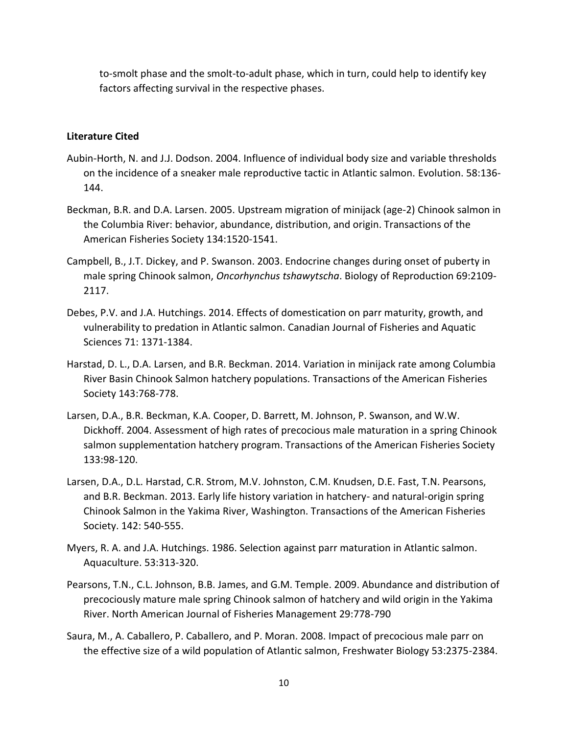to-smolt phase and the smolt-to-adult phase, which in turn, could help to identify key factors affecting survival in the respective phases.

**Literature Cited**

Aubin-Horth, N. and J.J. Dodson. 2004. Influence of individual body size and variable thresholds on the incidence of a sneaker male reproductive tactic in Atlantic salmon. Evolution. 58:136-144.

Beckman, B.R. and D.A. Larsen. 2005. Upstream migration of minijack (age-2) Chinook salmon in the Columbia River: behavior, abundance, distribution, and origin. Transactions of the American Fisheries Society 134:1520-1541.

Campbell, B., J.T. Dickey, and P. Swanson. 2003. Endocrine changes during onset of puberty in male spring Chinook salmon, *Oncorhynchus tshawytscha*. Biology of Reproduction 69:2109-2117.

Debes, P.V. and J.A. Hutchings. 2014. Effects of domestication on parr maturity, growth, and vulnerability to predation in Atlantic salmon. Canadian Journal of Fisheries and Aquatic Sciences 71: 1371-1384.

Harstad, D. L., D.A. Larsen, and B.R. Beckman. 2014. Variation in minijack rate among Columbia River Basin Chinook Salmon hatchery populations. Transactions of the American Fisheries Society 143:768-778.

Larsen, D.A., B.R. Beckman, K.A. Cooper, D. Barrett, M. Johnson, P. Swanson, and W.W. Dickhoff. 2004. Assessment of high rates of precocious male maturation in a spring Chinook salmon supplementation hatchery program. Transactions of the American Fisheries Society 133:98-120.

Larsen, D.A., D.L. Harstad, C.R. Strom, M.V. Johnston, C.M. Knudsen, D.E. Fast, T.N. Pearsons, and B.R. Beckman. 2013. Early life history variation in hatchery- and natural-origin spring Chinook Salmon in the Yakima River, Washington. Transactions of the American Fisheries Society. 142: 540-555.

Myers, R. A. and J.A. Hutchings. 1986. Selection against parr maturation in Atlantic salmon. Aquaculture. 53:313-320.

Pearsons, T.N., C.L. Johnson, B.B. James, and G.M. Temple. 2009. Abundance and distribution of precociously mature male spring Chinook salmon of hatchery and wild origin in the Yakima River. North American Journal of Fisheries Management 29:778-790

Saura, M., A. Caballero, P. Caballero, and P. Moran. 2008. Impact of precocious male parr on the effective size of a wild population of Atlantic salmon, Freshwater Biology 53:2375-2384.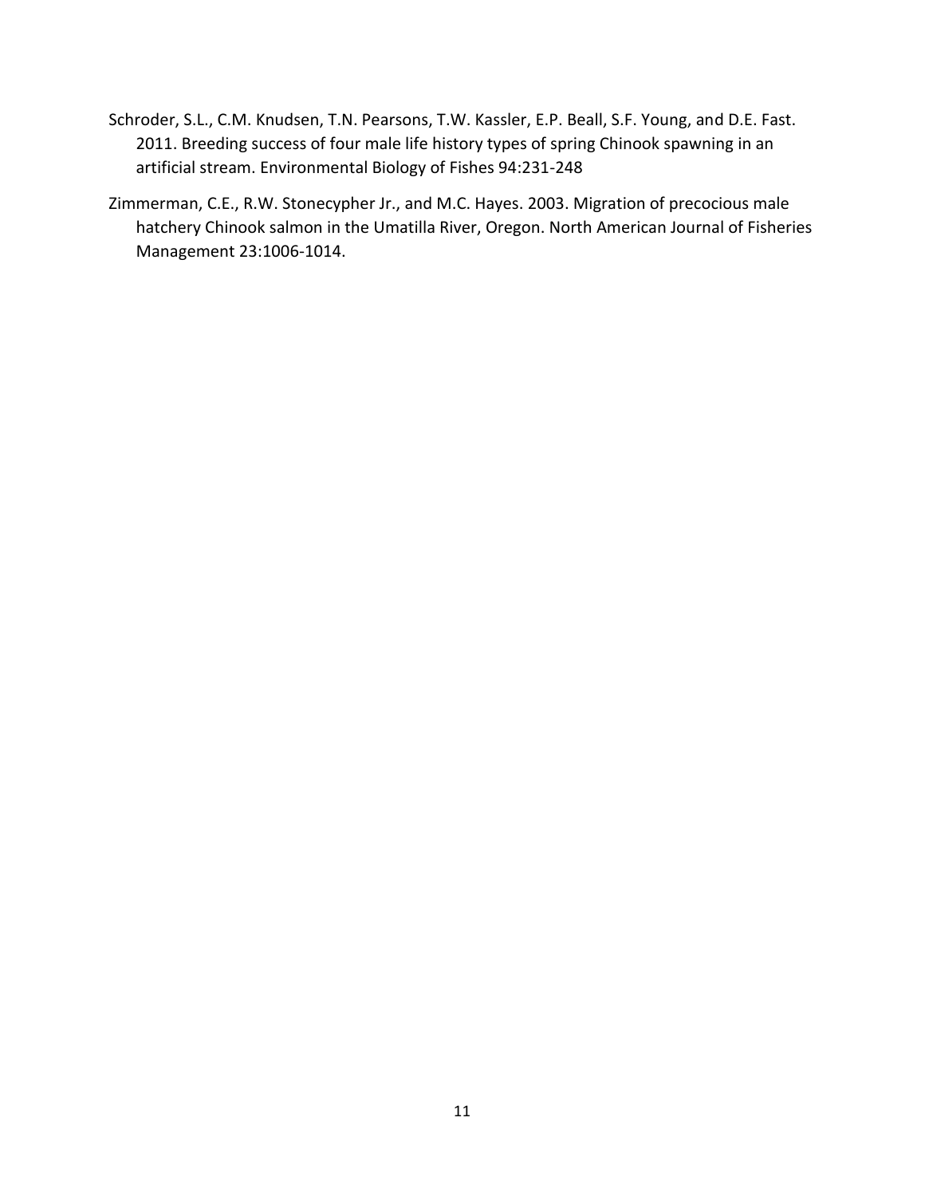Schroder, S.L., C.M. Knudsen, T.N. Pearsons, T.W. Kassler, E.P. Beall, S.F. Young, and D.E. Fast. 2011. Breeding success of four male life history types of spring Chinook spawning in an artificial stream. Environmental Biology of Fishes 94:231-248

Zimmerman, C.E., R.W. Stonecypher Jr., and M.C. Hayes. 2003. Migration of precocious male hatchery Chinook salmon in the Umatilla River, Oregon. North American Journal of Fisheries Management 23:1006-1014.